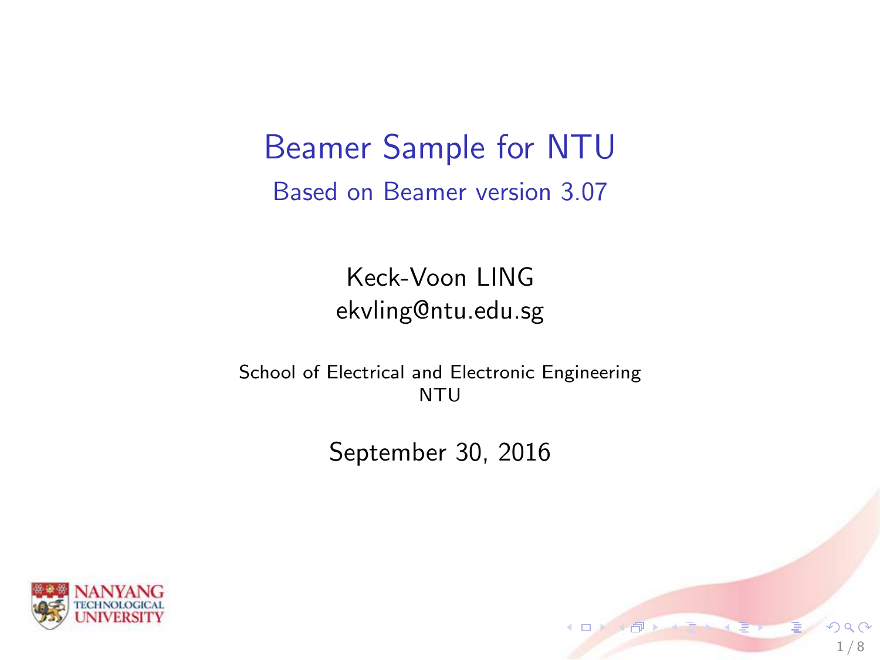# Beamer Sample for NTU

## Based on Beamer version 3.07

Keck-Voon LING
ekvling@ntu.edu.sg

School of Electrical and Electronic Engineering
NTU

September 30, 2016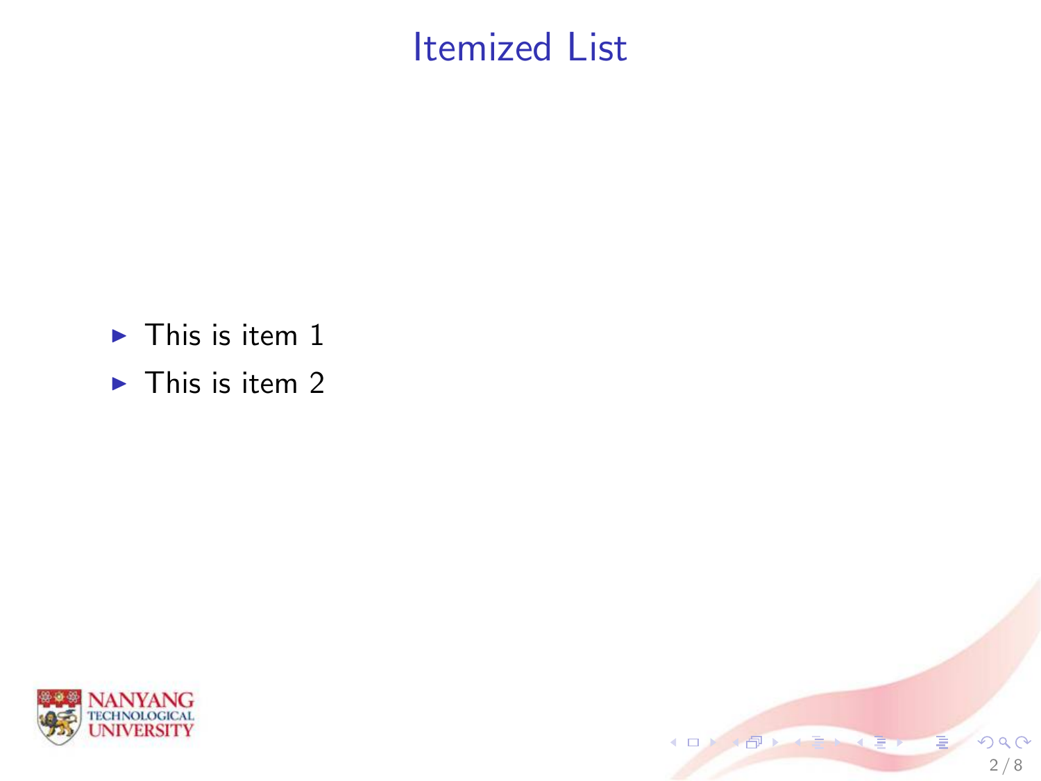# Itemized List

- This is item 1
- This is item 2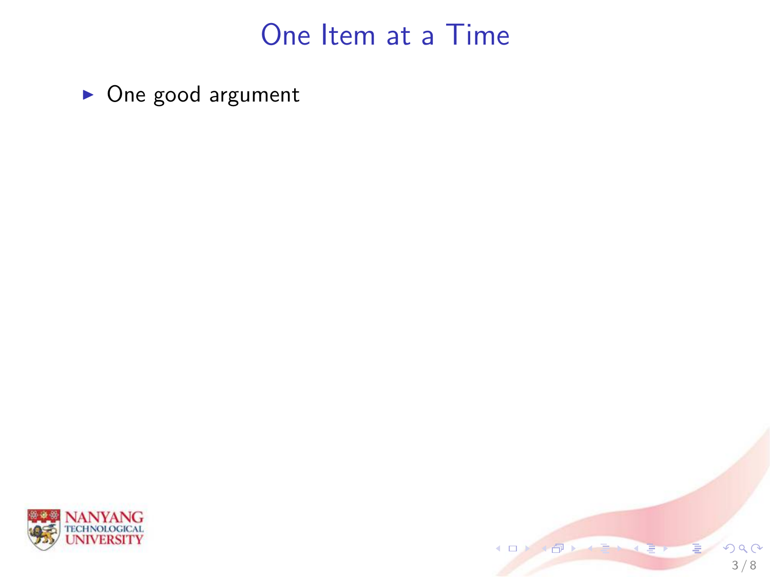# One Item at a Time

- One good argument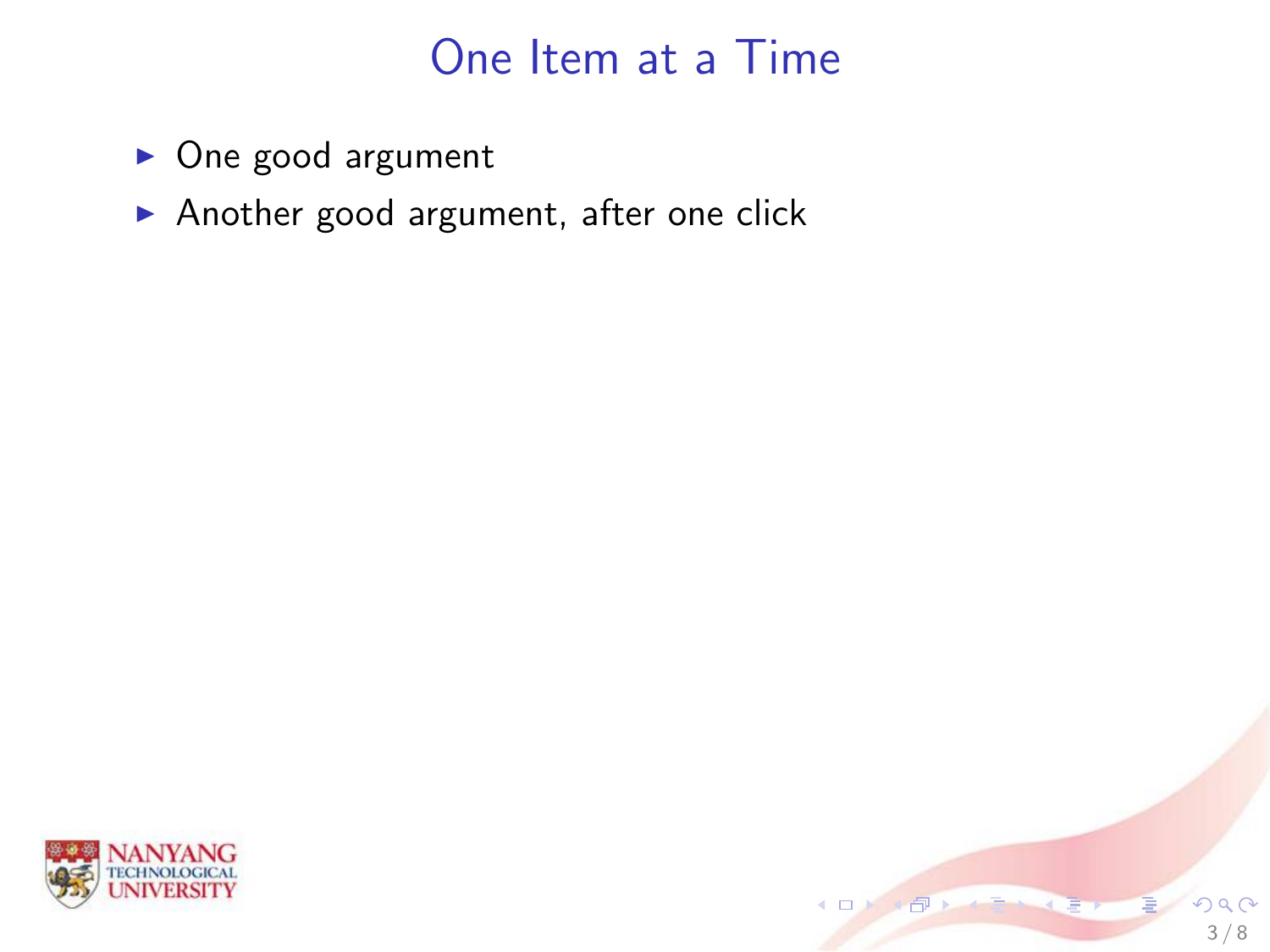# One Item at a Time

- One good argument
- Another good argument, after one click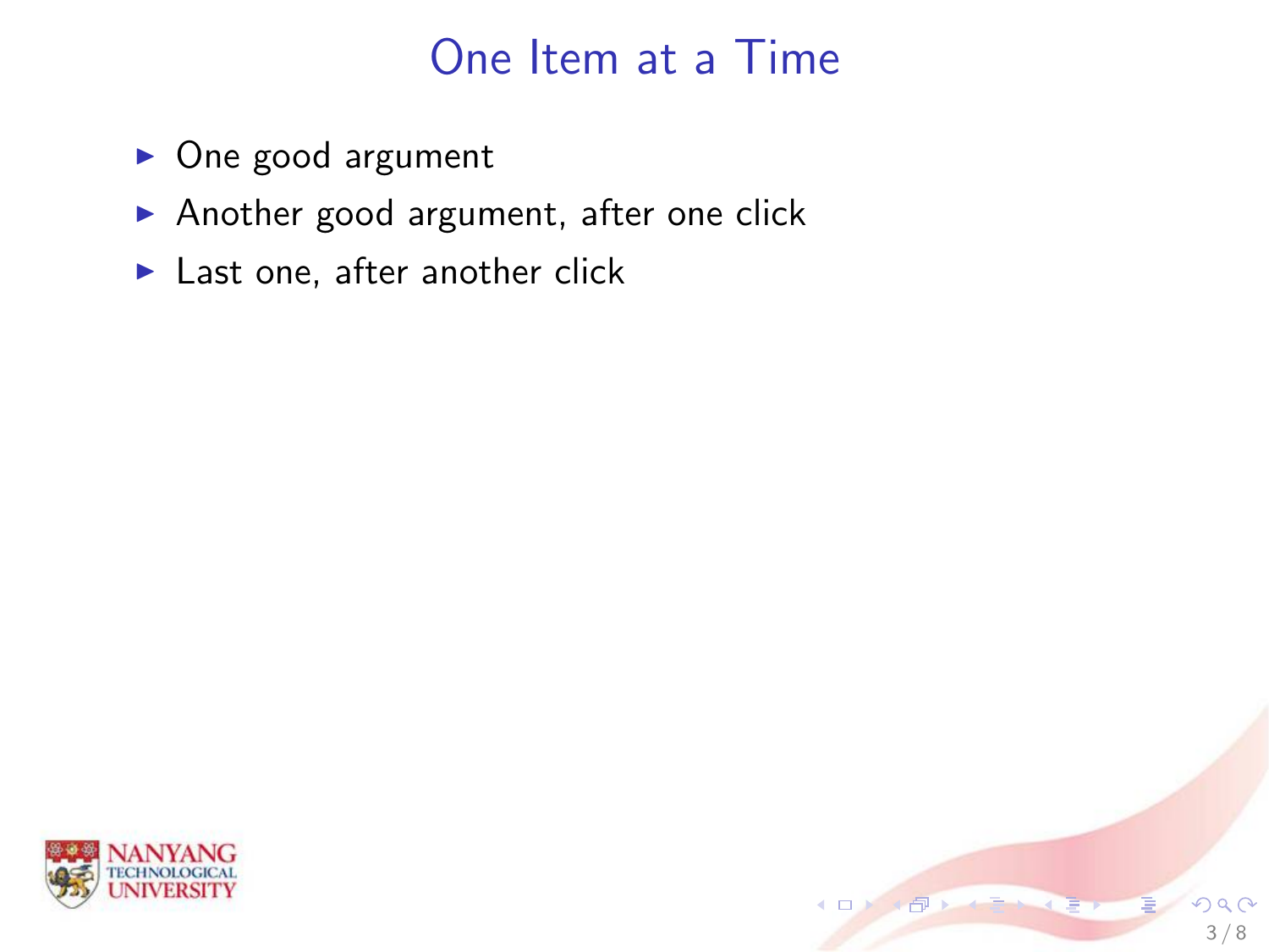# One Item at a Time

- One good argument
- Another good argument, after one click
- Last one, after another click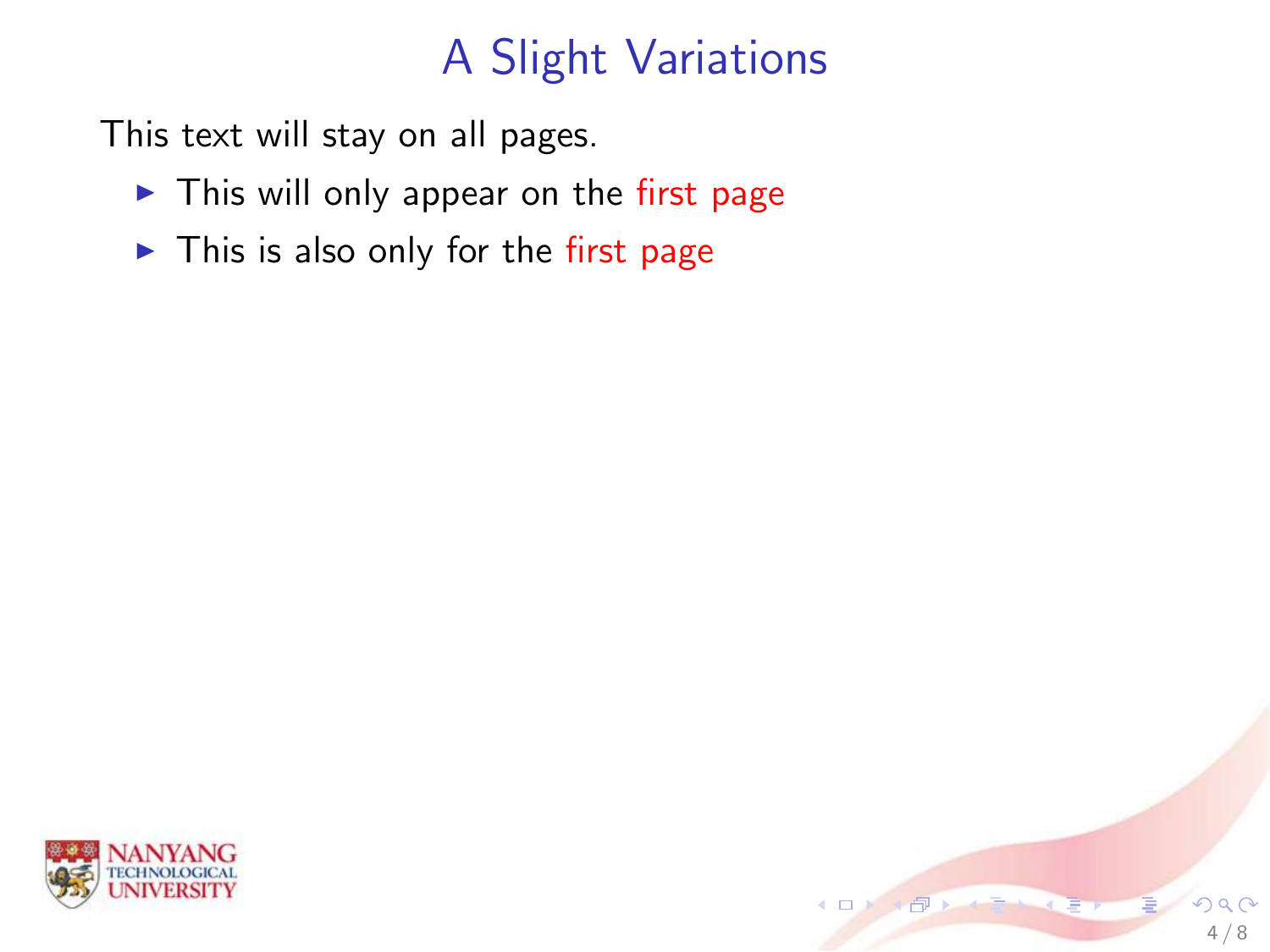# A Slight Variations

This text will stay on all pages.

- This will only appear on the first page
- This is also only for the first page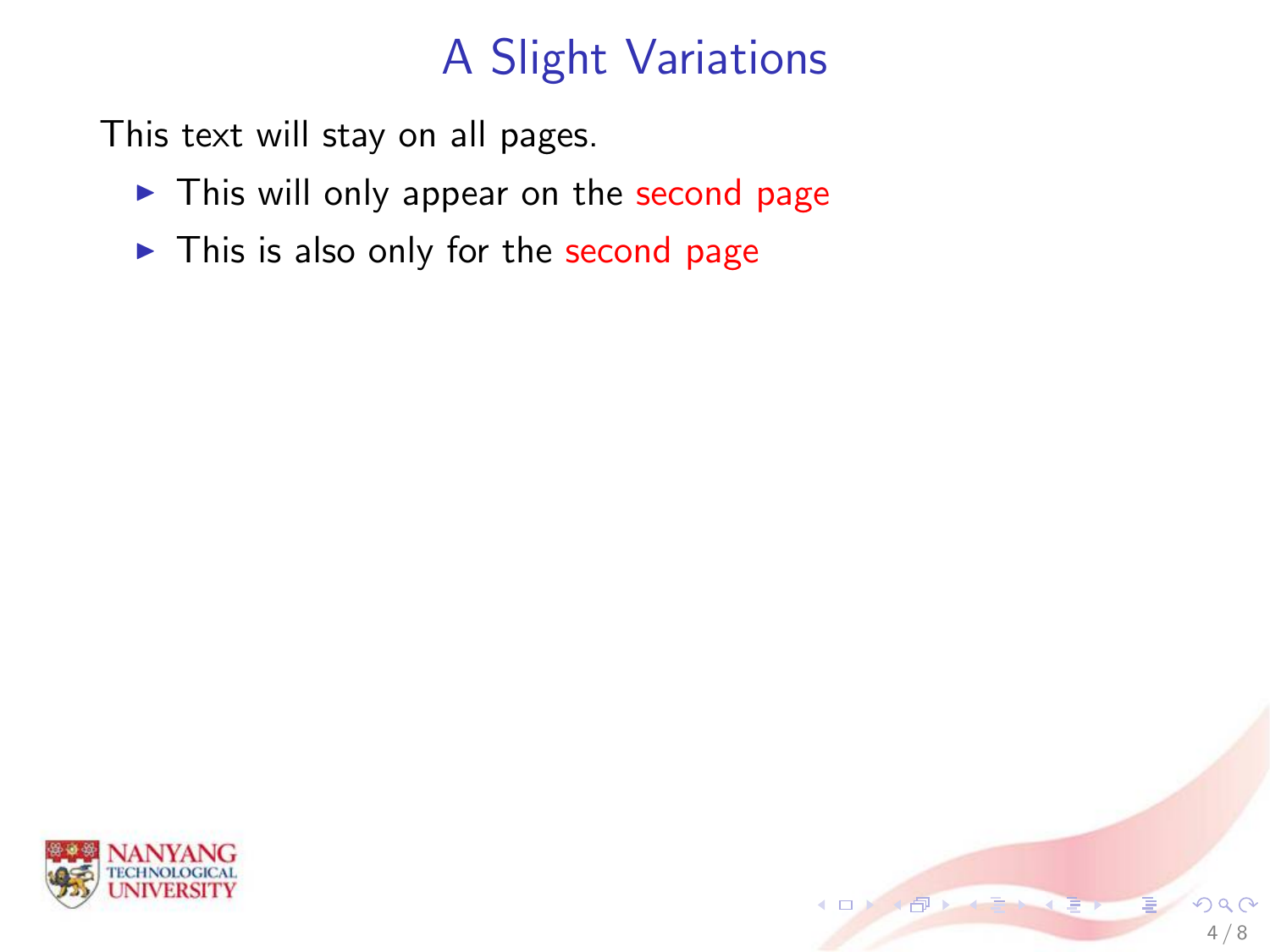# A Slight Variations

This text will stay on all pages.

- This will only appear on the second page
- This is also only for the second page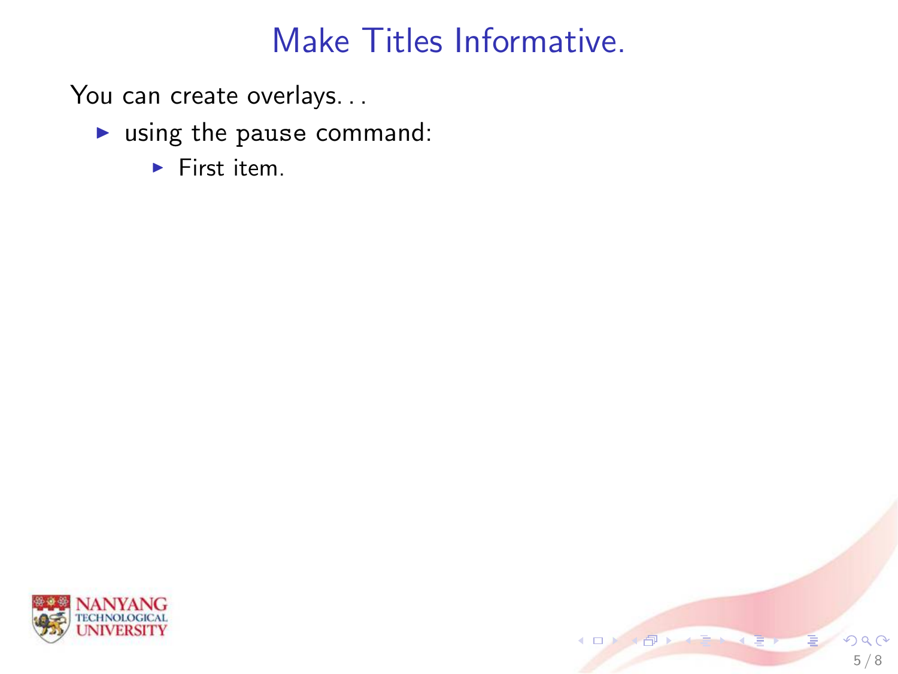# Make Titles Informative.

You can create overlays...

- using the `pause` command:
  - First item.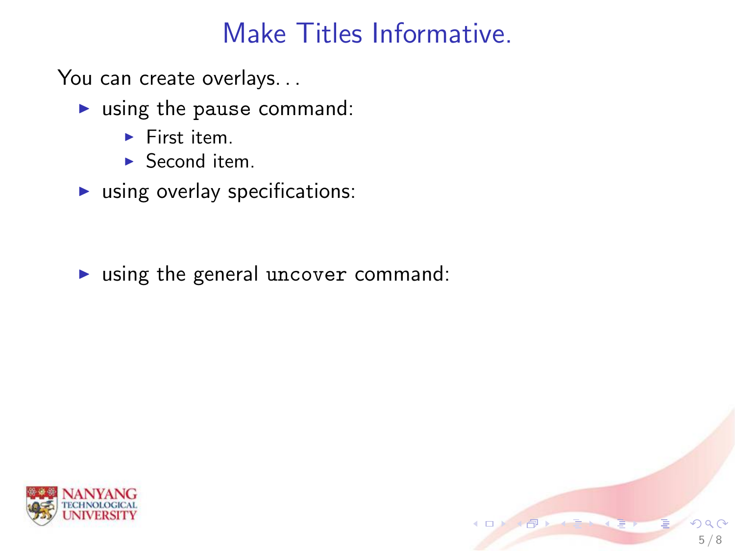# Make Titles Informative.

You can create overlays...

- using the `pause` command:
  - First item.
  - Second item.
- using overlay specifications:

- using the general `uncover` command: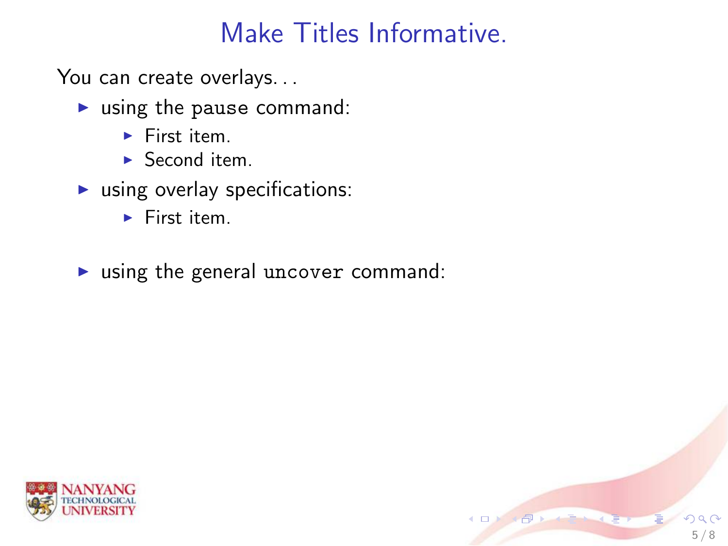# Make Titles Informative.

You can create overlays...

- using the `pause` command:
  - First item.
  - Second item.
- using overlay specifications:
  - First item.
- using the general `uncover` command: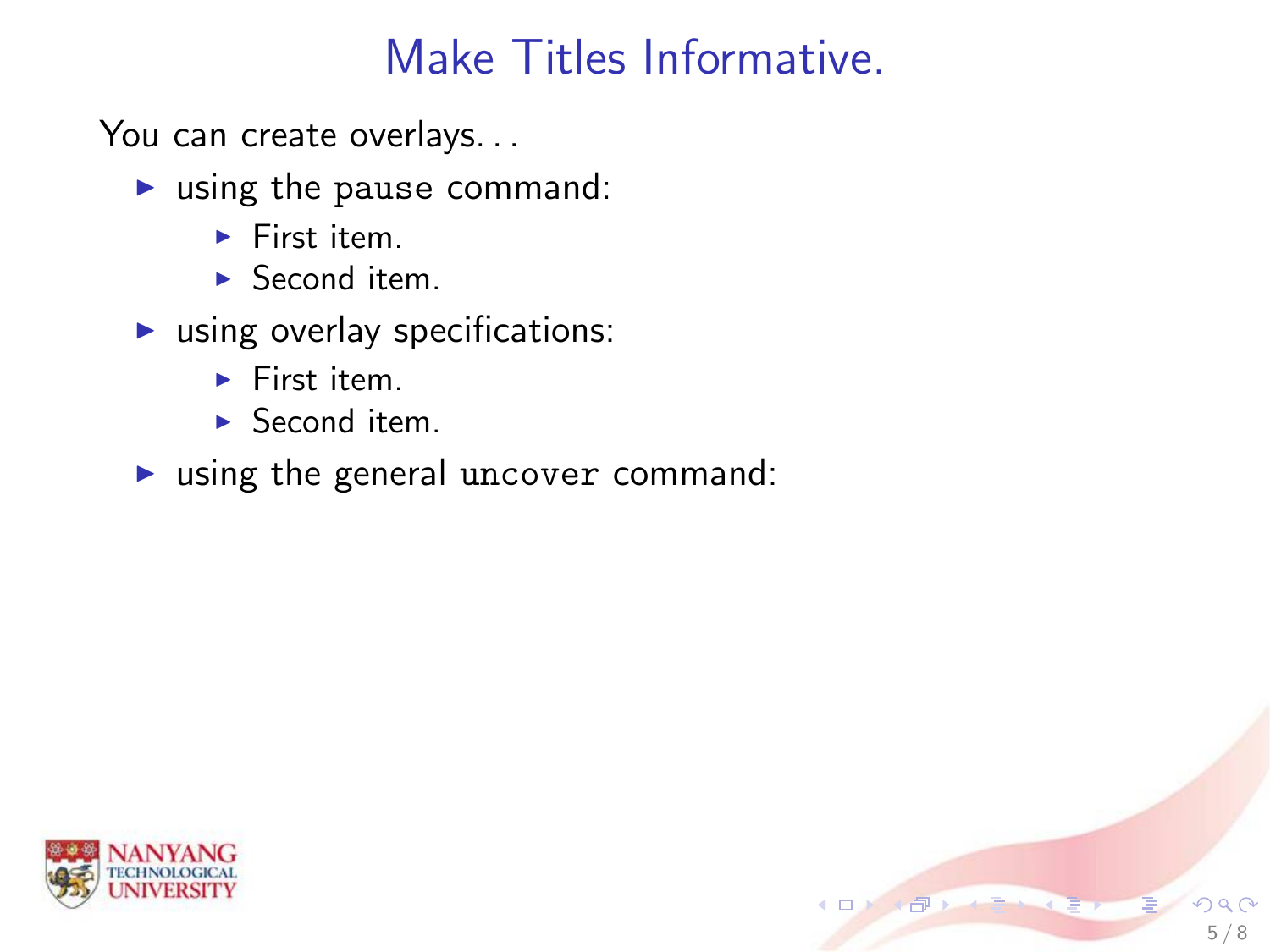# Make Titles Informative.

You can create overlays...

- using the `pause` command:
  - First item.
  - Second item.
- using overlay specifications:
  - First item.
  - Second item.
- using the general `uncover` command: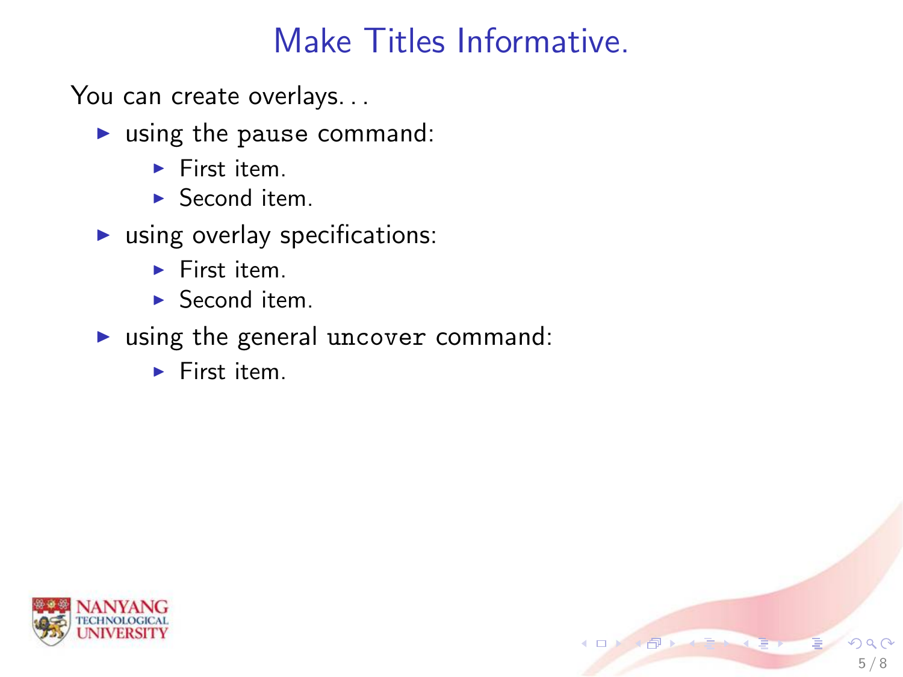# Make Titles Informative.

You can create overlays...

- using the `pause` command:
  - First item.
  - Second item.
- using overlay specifications:
  - First item.
  - Second item.
- using the general `uncover` command:
  - First item.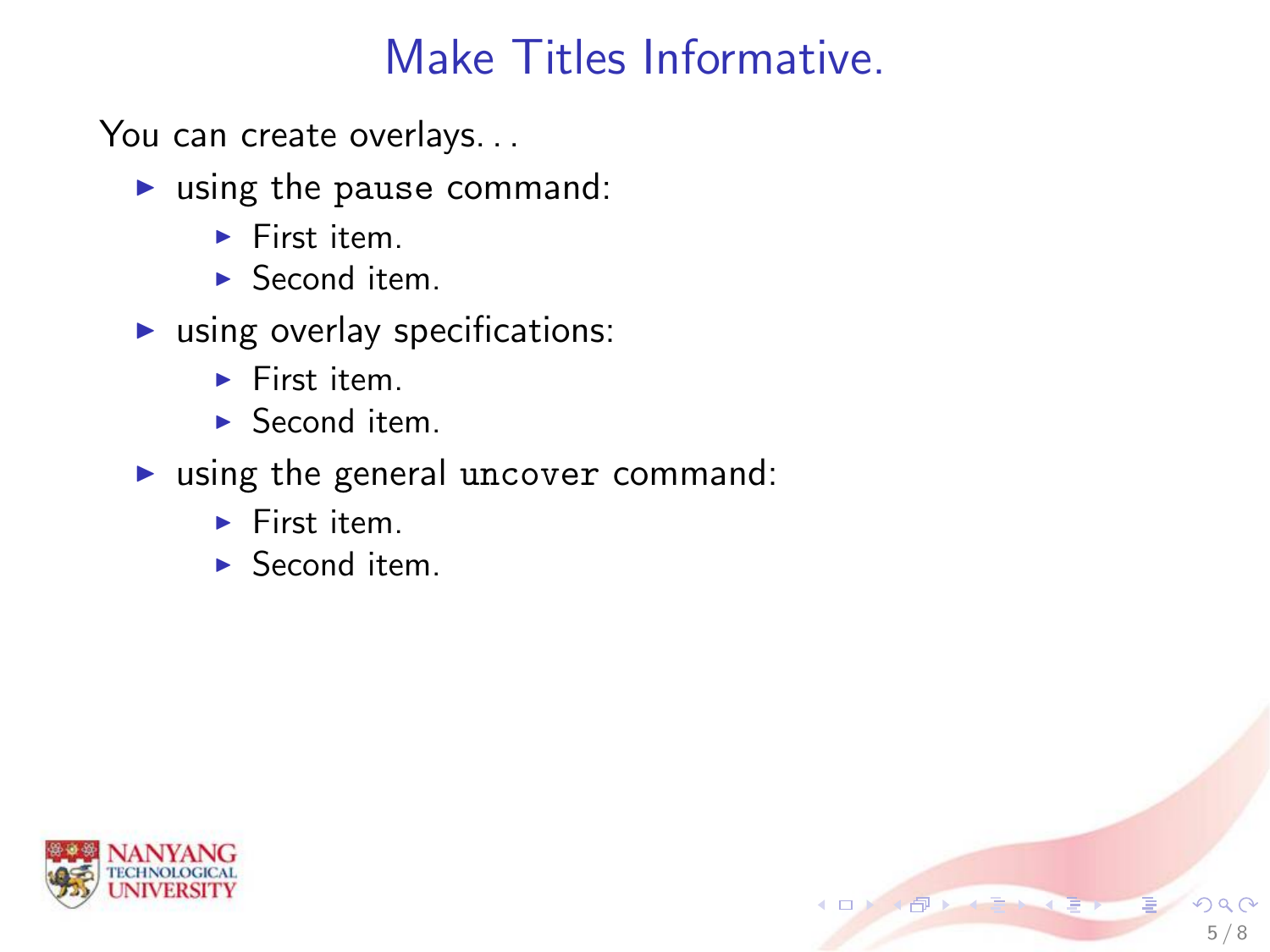# Make Titles Informative.

You can create overlays...

- using the `pause` command:
  - First item.
  - Second item.
- using overlay specifications:
  - First item.
  - Second item.
- using the general `uncover` command:
  - First item.
  - Second item.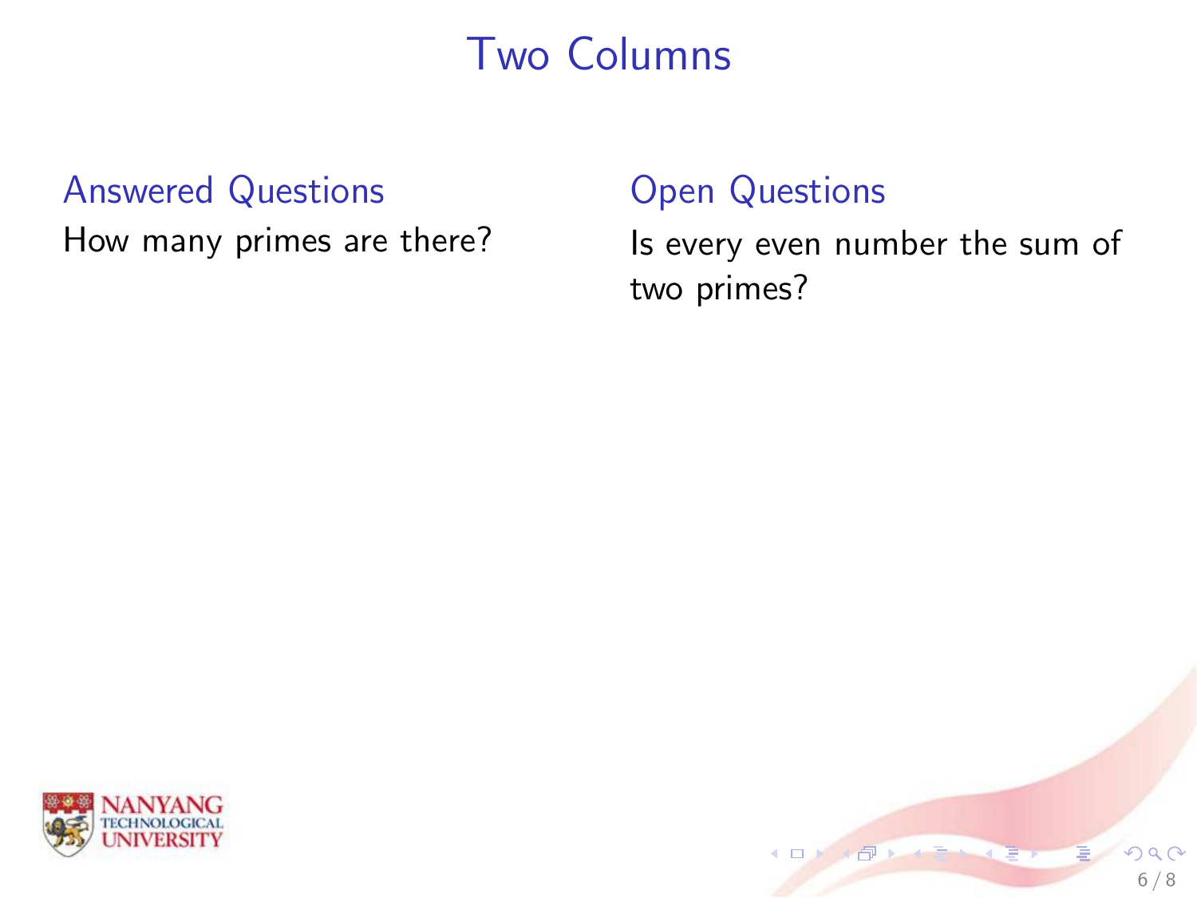# Two Columns

### Answered Questions

How many primes are there?

### Open Questions

Is every even number the sum of two primes?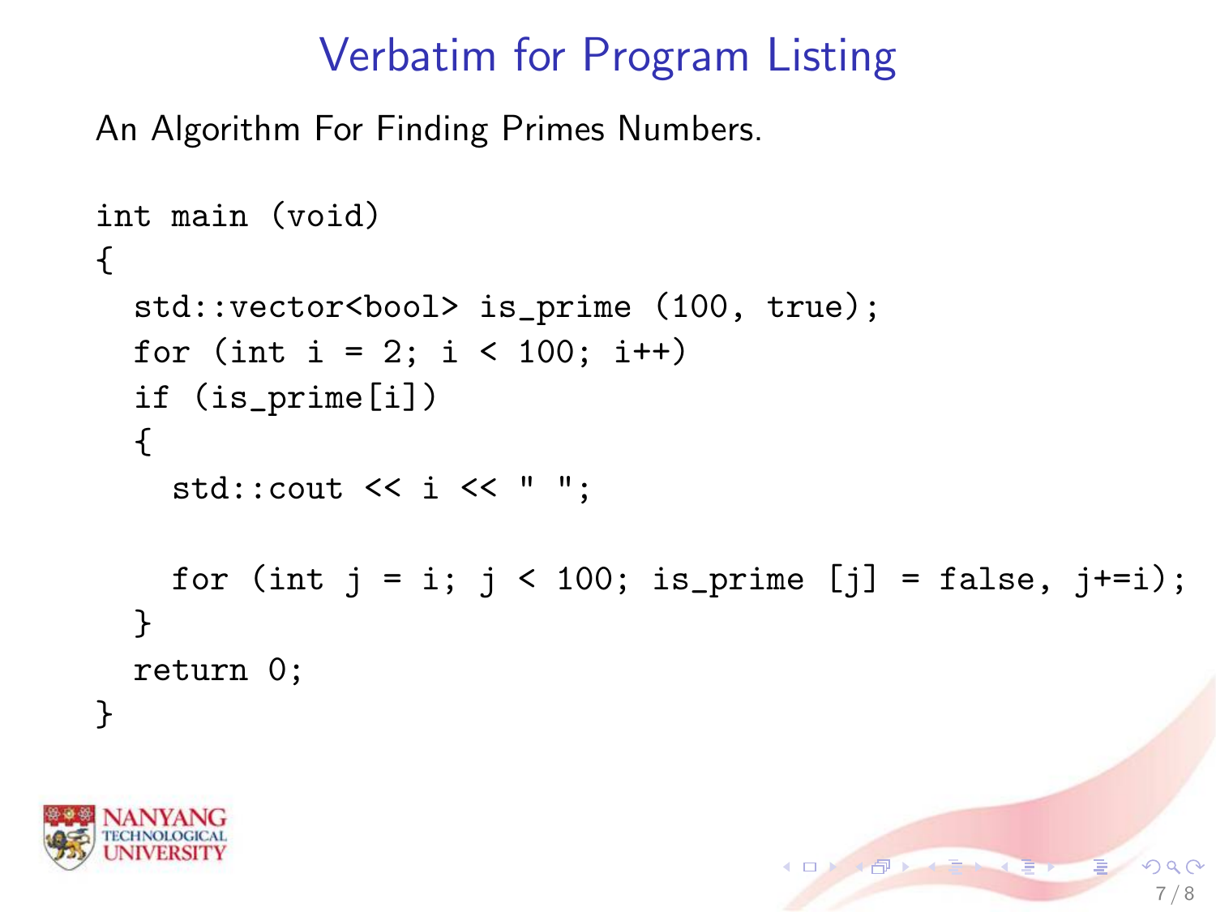# Verbatim for Program Listing

An Algorithm For Finding Primes Numbers.

```
int main (void)
{
  std::vector<bool> is_prime (100, true);
  for (int i = 2; i < 100; i++)
  if (is_prime[i])
  {
    std::cout << i << " ";

    for (int j = i; j < 100; is_prime [j] = false, j+=i);
  }
  return 0;
}
```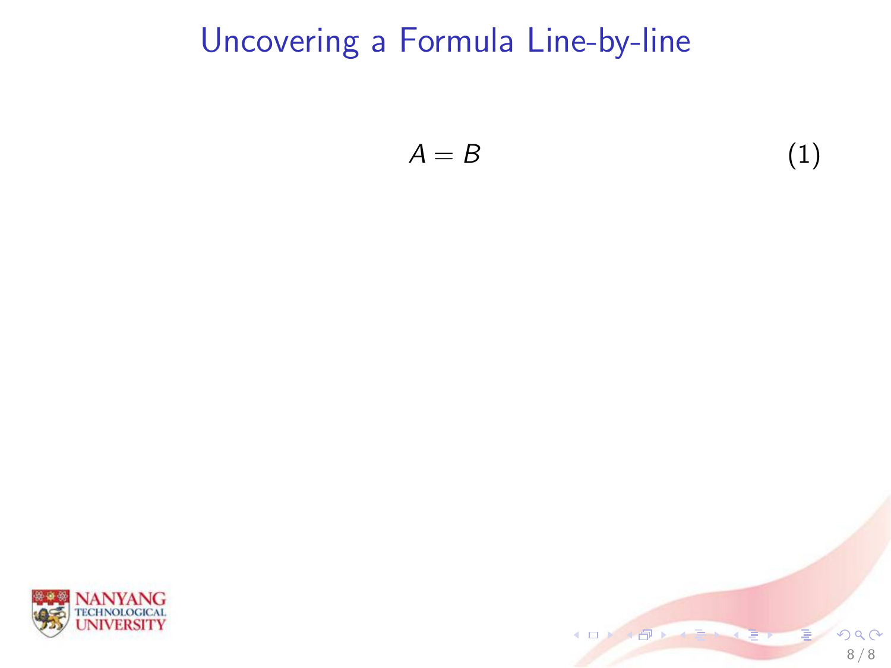# Uncovering a Formula Line-by-line

$$A = B \tag{1}$$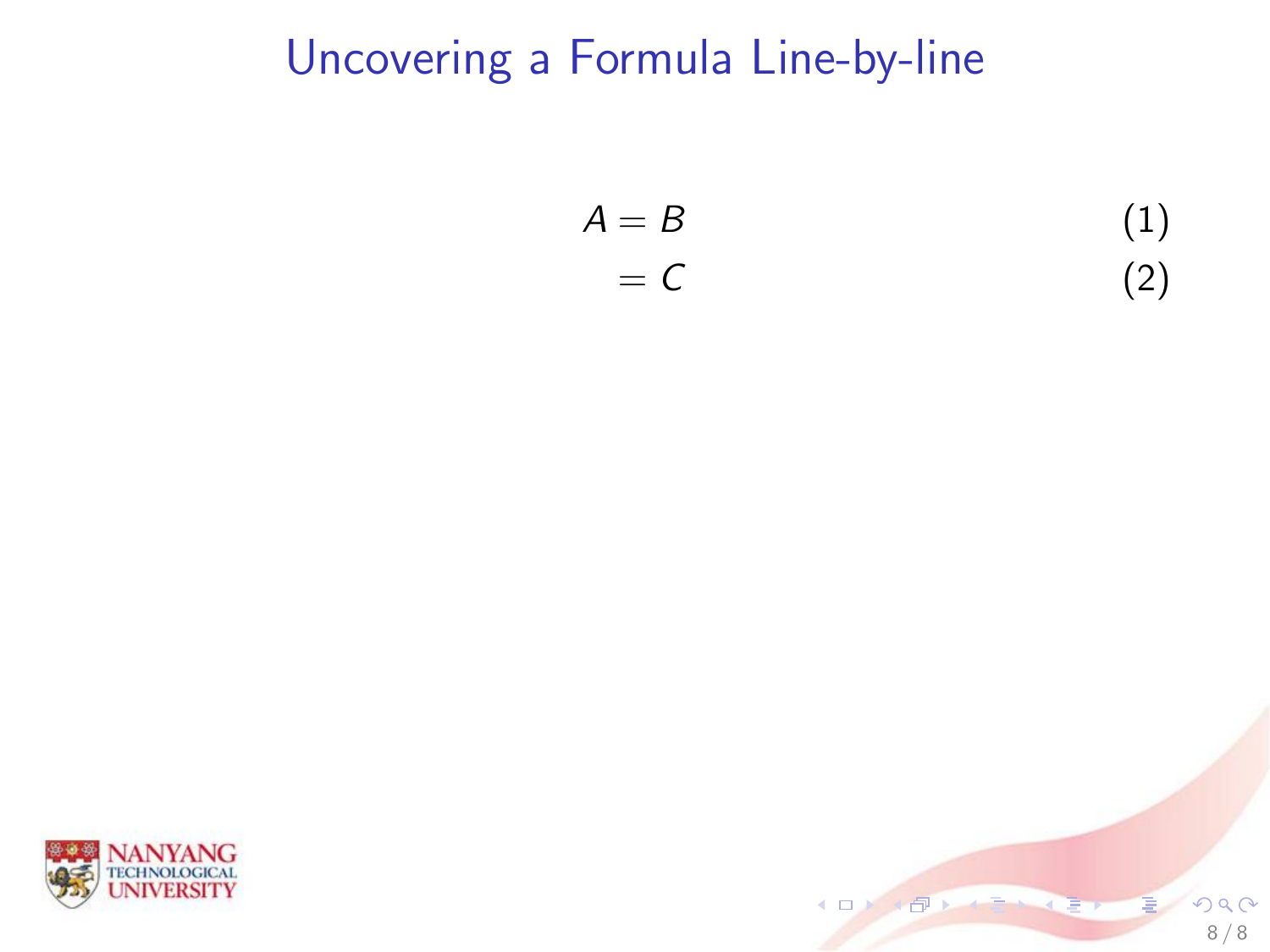# Uncovering a Formula Line-by-line

$$
\begin{aligned}
A &= B && (1) \\
&= C && (2)
\end{aligned}
$$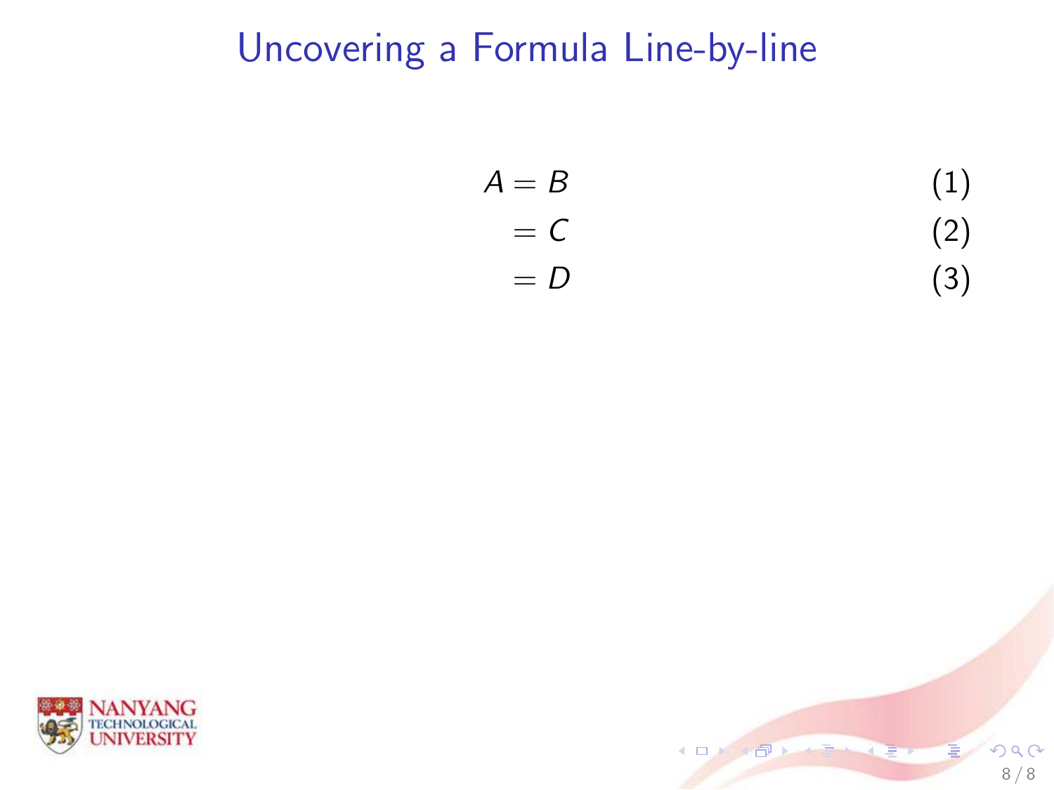## Uncovering a Formula Line-by-line

$$
\begin{aligned}
A &= B & (1)\\
&= C & (2)\\
&= D & (3)
\end{aligned}
$$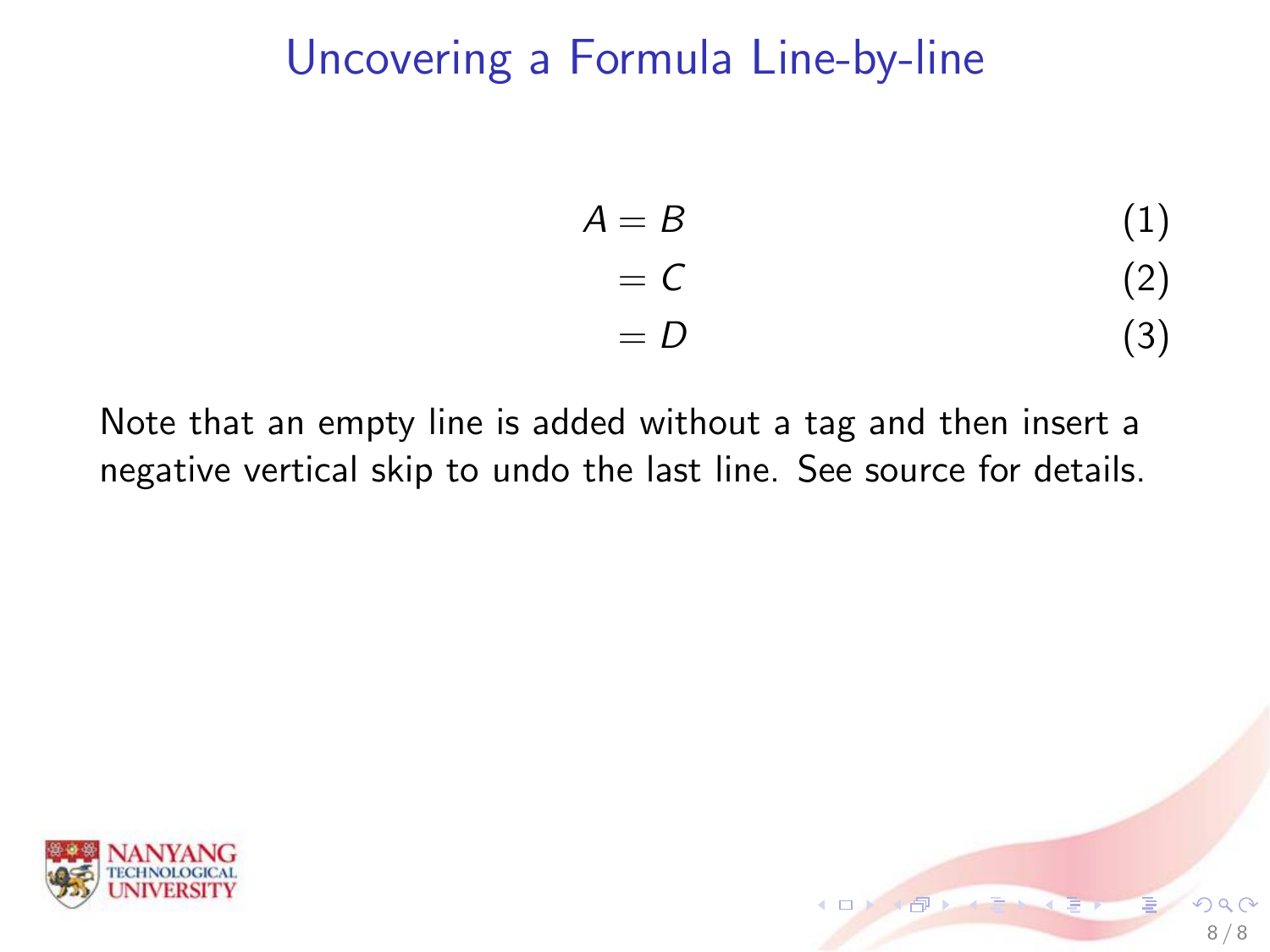## Uncovering a Formula Line-by-line

$$
\begin{align}
A &= B \tag{1}\\
&= C \tag{2}\\
&= D \tag{3}
\end{align}
$$

Note that an empty line is added without a tag and then insert a negative vertical skip to undo the last line. See source for details.